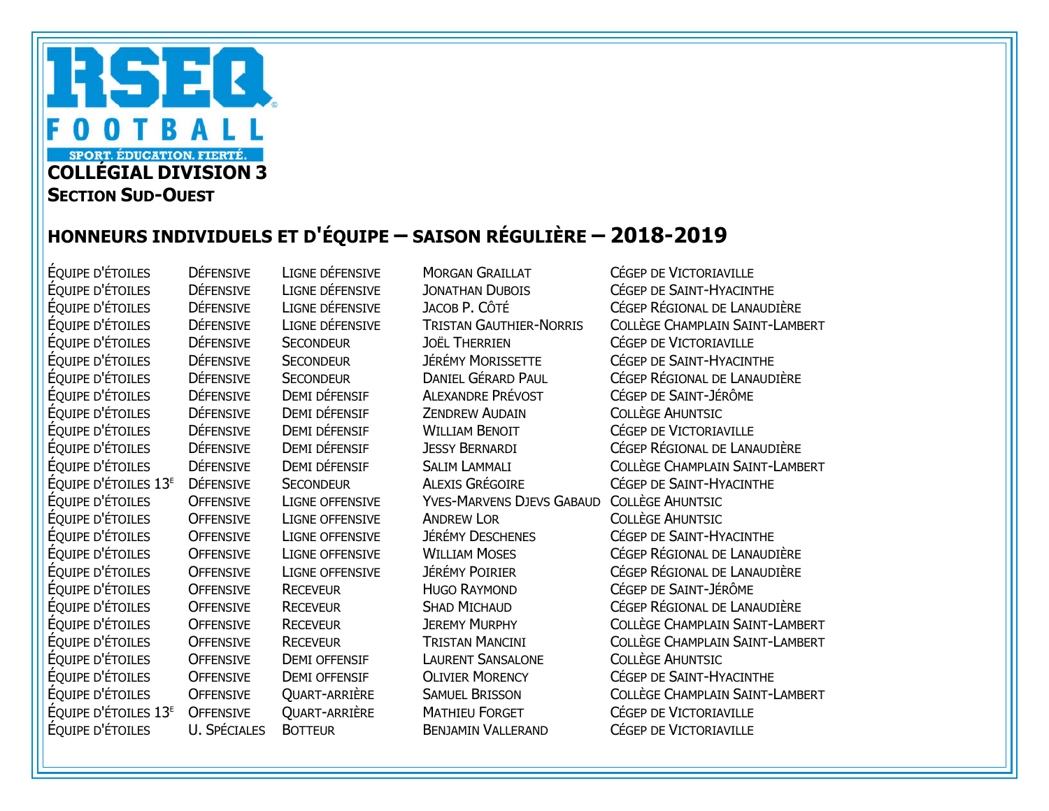# RSEQ FOOTBALL

SPORT. ÉDUCATION. FIERTÉ.

## COLLÉGIAL DIVISION 3

### SECTION SUD-OUEST

## HONNEURS INDIVIDUELS ET D'ÉQUIPE – SAISON RÉGULIÈRE – 2018-2019

| | | | | |
|---|---|---|---|---|
| ÉQUIPE D'ÉTOILES | DÉFENSIVE | LIGNE DÉFENSIVE | MORGAN GRAILLAT | CÉGEP DE VICTORIAVILLE |
| ÉQUIPE D'ÉTOILES | DÉFENSIVE | LIGNE DÉFENSIVE | JONATHAN DUBOIS | CÉGEP DE SAINT-HYACINTHE |
| ÉQUIPE D'ÉTOILES | DÉFENSIVE | LIGNE DÉFENSIVE | JACOB P. CÔTÉ | CÉGEP RÉGIONAL DE LANAUDIÈRE |
| ÉQUIPE D'ÉTOILES | DÉFENSIVE | LIGNE DÉFENSIVE | TRISTAN GAUTHIER-NORRIS | COLLÈGE CHAMPLAIN SAINT-LAMBERT |
| ÉQUIPE D'ÉTOILES | DÉFENSIVE | SECONDEUR | JOËL THERRIEN | CÉGEP DE VICTORIAVILLE |
| ÉQUIPE D'ÉTOILES | DÉFENSIVE | SECONDEUR | JÉRÉMY MORISSETTE | CÉGEP DE SAINT-HYACINTHE |
| ÉQUIPE D'ÉTOILES | DÉFENSIVE | SECONDEUR | DANIEL GÉRARD PAUL | CÉGEP RÉGIONAL DE LANAUDIÈRE |
| ÉQUIPE D'ÉTOILES | DÉFENSIVE | DEMI DÉFENSIF | ALEXANDRE PRÉVOST | CÉGEP DE SAINT-JÉRÔME |
| ÉQUIPE D'ÉTOILES | DÉFENSIVE | DEMI DÉFENSIF | ZENDREW AUDAIN | COLLÈGE AHUNTSIC |
| ÉQUIPE D'ÉTOILES | DÉFENSIVE | DEMI DÉFENSIF | WILLIAM BENOIT | CÉGEP DE VICTORIAVILLE |
| ÉQUIPE D'ÉTOILES | DÉFENSIVE | DEMI DÉFENSIF | JESSY BERNARDI | CÉGEP RÉGIONAL DE LANAUDIÈRE |
| ÉQUIPE D'ÉTOILES | DÉFENSIVE | DEMI DÉFENSIF | SALIM LAMMALI | COLLÈGE CHAMPLAIN SAINT-LAMBERT |
| ÉQUIPE D'ÉTOILES 13E | DÉFENSIVE | SECONDEUR | ALEXIS GRÉGOIRE | CÉGEP DE SAINT-HYACINTHE |
| ÉQUIPE D'ÉTOILES | OFFENSIVE | LIGNE OFFENSIVE | YVES-MARVENS DJEVS GABAUD | COLLÈGE AHUNTSIC |
| ÉQUIPE D'ÉTOILES | OFFENSIVE | LIGNE OFFENSIVE | ANDREW LOR | COLLÈGE AHUNTSIC |
| ÉQUIPE D'ÉTOILES | OFFENSIVE | LIGNE OFFENSIVE | JÉRÉMY DESCHENES | CÉGEP DE SAINT-HYACINTHE |
| ÉQUIPE D'ÉTOILES | OFFENSIVE | LIGNE OFFENSIVE | WILLIAM MOSES | CÉGEP RÉGIONAL DE LANAUDIÈRE |
| ÉQUIPE D'ÉTOILES | OFFENSIVE | LIGNE OFFENSIVE | JÉRÉMY POIRIER | CÉGEP RÉGIONAL DE LANAUDIÈRE |
| ÉQUIPE D'ÉTOILES | OFFENSIVE | RECEVEUR | HUGO RAYMOND | CÉGEP DE SAINT-JÉRÔME |
| ÉQUIPE D'ÉTOILES | OFFENSIVE | RECEVEUR | SHAD MICHAUD | CÉGEP RÉGIONAL DE LANAUDIÈRE |
| ÉQUIPE D'ÉTOILES | OFFENSIVE | RECEVEUR | JEREMY MURPHY | COLLÈGE CHAMPLAIN SAINT-LAMBERT |
| ÉQUIPE D'ÉTOILES | OFFENSIVE | RECEVEUR | TRISTAN MANCINI | COLLÈGE CHAMPLAIN SAINT-LAMBERT |
| ÉQUIPE D'ÉTOILES | OFFENSIVE | DEMI OFFENSIF | LAURENT SANSALONE | COLLÈGE AHUNTSIC |
| ÉQUIPE D'ÉTOILES | OFFENSIVE | DEMI OFFENSIF | OLIVIER MORENCY | CÉGEP DE SAINT-HYACINTHE |
| ÉQUIPE D'ÉTOILES | OFFENSIVE | QUART-ARRIÈRE | SAMUEL BRISSON | COLLÈGE CHAMPLAIN SAINT-LAMBERT |
| ÉQUIPE D'ÉTOILES 13E | OFFENSIVE | QUART-ARRIÈRE | MATHIEU FORGET | CÉGEP DE VICTORIAVILLE |
| ÉQUIPE D'ÉTOILES | U. SPÉCIALES | BOTTEUR | BENJAMIN VALLERAND | CÉGEP DE VICTORIAVILLE |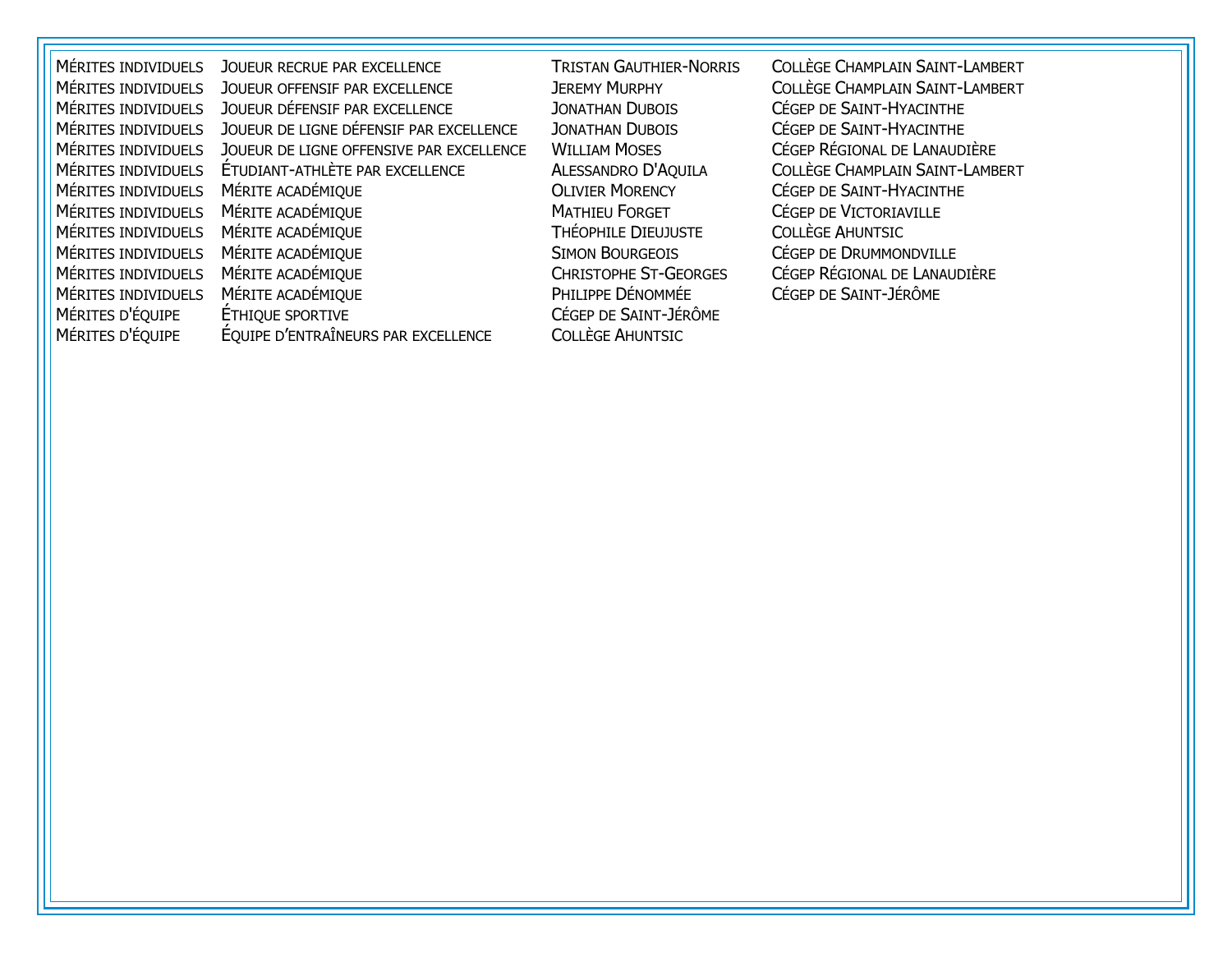| | | | |
|---|---|---|---|
| Mérites individuels | Joueur recrue par excellence | Tristan Gauthier-Norris | Collège Champlain Saint-Lambert |
| Mérites individuels | Joueur offensif par excellence | Jeremy Murphy | Collège Champlain Saint-Lambert |
| Mérites individuels | Joueur défensif par excellence | Jonathan Dubois | Cégep de Saint-Hyacinthe |
| Mérites individuels | Joueur de ligne défensif par excellence | Jonathan Dubois | Cégep de Saint-Hyacinthe |
| Mérites individuels | Joueur de ligne offensive par excellence | William Moses | Cégep Régional de Lanaudière |
| Mérites individuels | Étudiant-athlète par excellence | Alessandro D'Aquila | Collège Champlain Saint-Lambert |
| Mérites individuels | Mérite académique | Olivier Morency | Cégep de Saint-Hyacinthe |
| Mérites individuels | Mérite académique | Mathieu Forget | Cégep de Victoriaville |
| Mérites individuels | Mérite académique | Théophile Dieujuste | Collège Ahuntsic |
| Mérites individuels | Mérite académique | Simon Bourgeois | Cégep de Drummondville |
| Mérites individuels | Mérite académique | Christophe St-Georges | Cégep Régional de Lanaudière |
| Mérites individuels | Mérite académique | Philippe Dénommée | Cégep de Saint-Jérôme |
| Mérites d'équipe | Éthique sportive | Cégep de Saint-Jérôme | |
| Mérites d'équipe | Équipe d’entraîneurs par excellence | Collège Ahuntsic | |